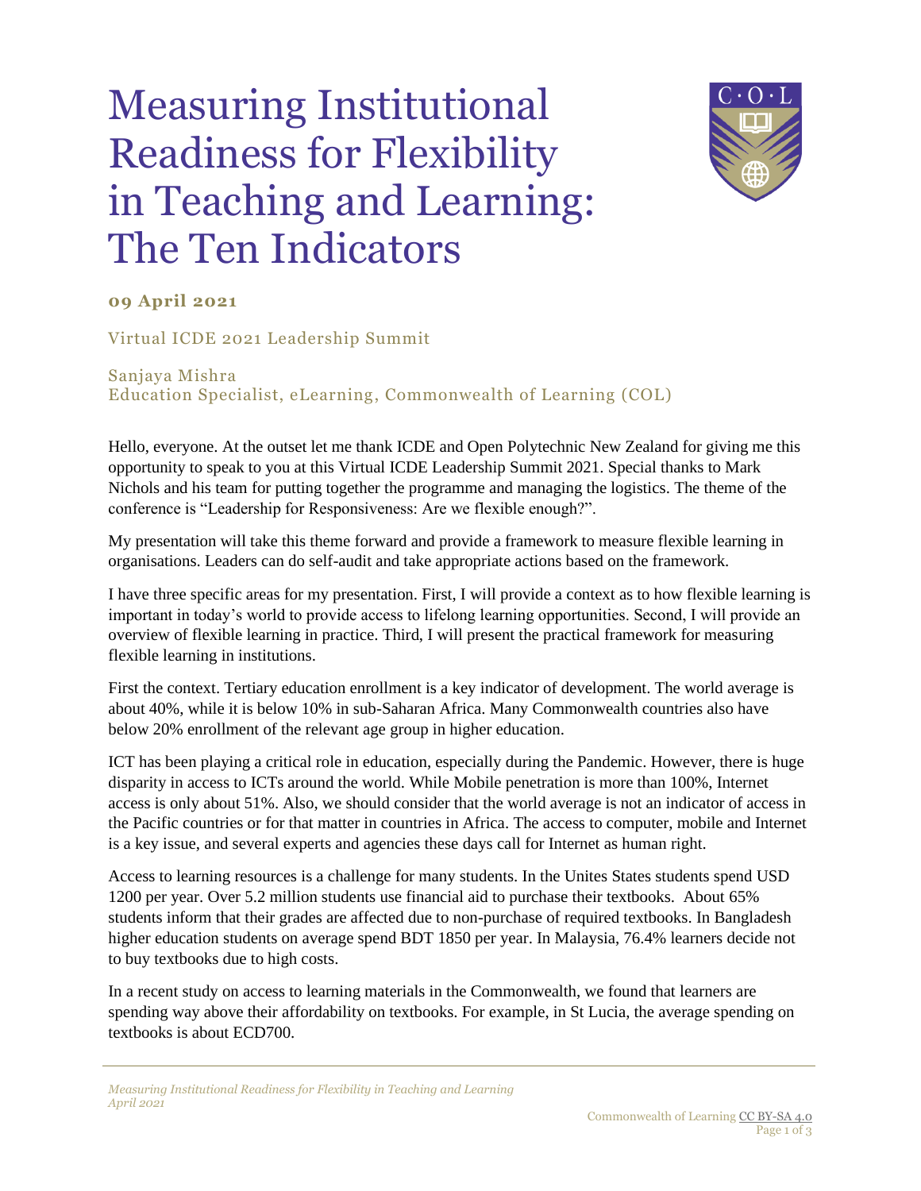# Measuring Institutional Readiness for Flexibility in Teaching and Learning: The Ten Indicators

**09 April 2021**

Virtual ICDE 2021 Leadership Summit

Sanjaya Mishra
Education Specialist, eLearning, Commonwealth of Learning (COL)

Hello, everyone. At the outset let me thank ICDE and Open Polytechnic New Zealand for giving me this opportunity to speak to you at this Virtual ICDE Leadership Summit 2021. Special thanks to Mark Nichols and his team for putting together the programme and managing the logistics. The theme of the conference is "Leadership for Responsiveness: Are we flexible enough?".

My presentation will take this theme forward and provide a framework to measure flexible learning in organisations. Leaders can do self-audit and take appropriate actions based on the framework.

I have three specific areas for my presentation. First, I will provide a context as to how flexible learning is important in today's world to provide access to lifelong learning opportunities. Second, I will provide an overview of flexible learning in practice. Third, I will present the practical framework for measuring flexible learning in institutions.

First the context. Tertiary education enrollment is a key indicator of development. The world average is about 40%, while it is below 10% in sub-Saharan Africa. Many Commonwealth countries also have below 20% enrollment of the relevant age group in higher education.

ICT has been playing a critical role in education, especially during the Pandemic. However, there is huge disparity in access to ICTs around the world. While Mobile penetration is more than 100%, Internet access is only about 51%. Also, we should consider that the world average is not an indicator of access in the Pacific countries or for that matter in countries in Africa. The access to computer, mobile and Internet is a key issue, and several experts and agencies these days call for Internet as human right.

Access to learning resources is a challenge for many students. In the Unites States students spend USD 1200 per year. Over 5.2 million students use financial aid to purchase their textbooks. About 65% students inform that their grades are affected due to non-purchase of required textbooks. In Bangladesh higher education students on average spend BDT 1850 per year. In Malaysia, 76.4% learners decide not to buy textbooks due to high costs.

In a recent study on access to learning materials in the Commonwealth, we found that learners are spending way above their affordability on textbooks. For example, in St Lucia, the average spending on textbooks is about ECD700.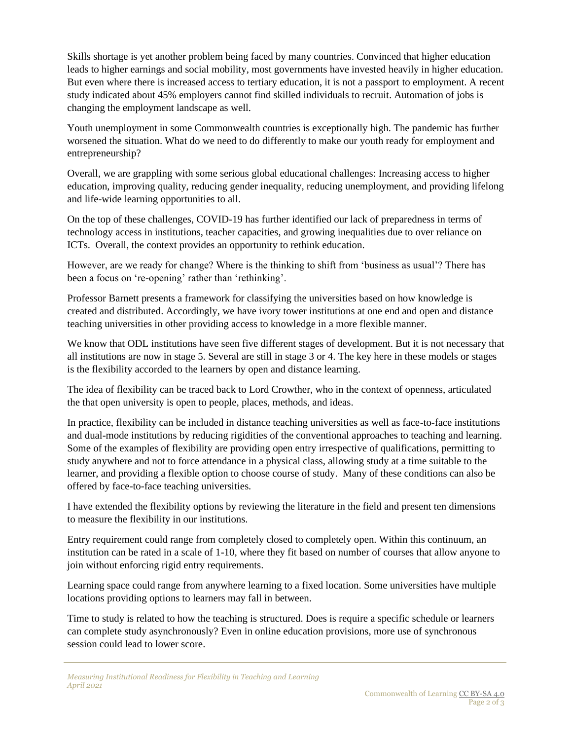Skills shortage is yet another problem being faced by many countries. Convinced that higher education leads to higher earnings and social mobility, most governments have invested heavily in higher education. But even where there is increased access to tertiary education, it is not a passport to employment. A recent study indicated about 45% employers cannot find skilled individuals to recruit. Automation of jobs is changing the employment landscape as well.

Youth unemployment in some Commonwealth countries is exceptionally high. The pandemic has further worsened the situation. What do we need to do differently to make our youth ready for employment and entrepreneurship?

Overall, we are grappling with some serious global educational challenges: Increasing access to higher education, improving quality, reducing gender inequality, reducing unemployment, and providing lifelong and life-wide learning opportunities to all.

On the top of these challenges, COVID-19 has further identified our lack of preparedness in terms of technology access in institutions, teacher capacities, and growing inequalities due to over reliance on ICTs. Overall, the context provides an opportunity to rethink education.

However, are we ready for change? Where is the thinking to shift from 'business as usual'? There has been a focus on 're-opening' rather than 'rethinking'.

Professor Barnett presents a framework for classifying the universities based on how knowledge is created and distributed. Accordingly, we have ivory tower institutions at one end and open and distance teaching universities in other providing access to knowledge in a more flexible manner.

We know that ODL institutions have seen five different stages of development. But it is not necessary that all institutions are now in stage 5. Several are still in stage 3 or 4. The key here in these models or stages is the flexibility accorded to the learners by open and distance learning.

The idea of flexibility can be traced back to Lord Crowther, who in the context of openness, articulated the that open university is open to people, places, methods, and ideas.

In practice, flexibility can be included in distance teaching universities as well as face-to-face institutions and dual-mode institutions by reducing rigidities of the conventional approaches to teaching and learning. Some of the examples of flexibility are providing open entry irrespective of qualifications, permitting to study anywhere and not to force attendance in a physical class, allowing study at a time suitable to the learner, and providing a flexible option to choose course of study. Many of these conditions can also be offered by face-to-face teaching universities.

I have extended the flexibility options by reviewing the literature in the field and present ten dimensions to measure the flexibility in our institutions.

Entry requirement could range from completely closed to completely open. Within this continuum, an institution can be rated in a scale of 1-10, where they fit based on number of courses that allow anyone to join without enforcing rigid entry requirements.

Learning space could range from anywhere learning to a fixed location. Some universities have multiple locations providing options to learners may fall in between.

Time to study is related to how the teaching is structured. Does is require a specific schedule or learners can complete study asynchronously? Even in online education provisions, more use of synchronous session could lead to lower score.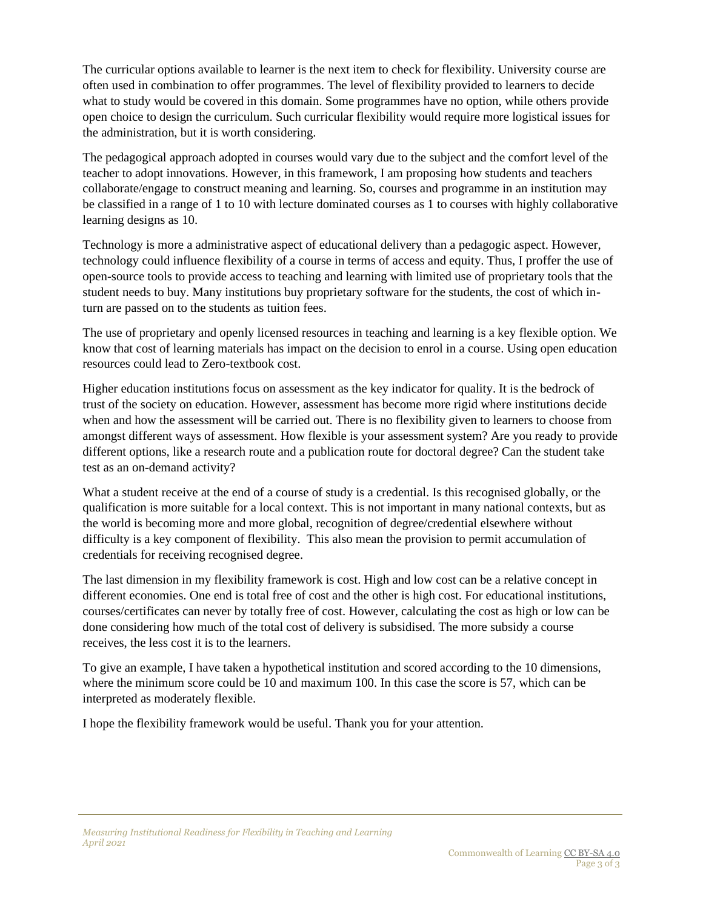The curricular options available to learner is the next item to check for flexibility. University course are often used in combination to offer programmes. The level of flexibility provided to learners to decide what to study would be covered in this domain. Some programmes have no option, while others provide open choice to design the curriculum. Such curricular flexibility would require more logistical issues for the administration, but it is worth considering.

The pedagogical approach adopted in courses would vary due to the subject and the comfort level of the teacher to adopt innovations. However, in this framework, I am proposing how students and teachers collaborate/engage to construct meaning and learning. So, courses and programme in an institution may be classified in a range of 1 to 10 with lecture dominated courses as 1 to courses with highly collaborative learning designs as 10.

Technology is more a administrative aspect of educational delivery than a pedagogic aspect. However, technology could influence flexibility of a course in terms of access and equity. Thus, I proffer the use of open-source tools to provide access to teaching and learning with limited use of proprietary tools that the student needs to buy. Many institutions buy proprietary software for the students, the cost of which in-turn are passed on to the students as tuition fees.

The use of proprietary and openly licensed resources in teaching and learning is a key flexible option. We know that cost of learning materials has impact on the decision to enrol in a course. Using open education resources could lead to Zero-textbook cost.

Higher education institutions focus on assessment as the key indicator for quality. It is the bedrock of trust of the society on education. However, assessment has become more rigid where institutions decide when and how the assessment will be carried out. There is no flexibility given to learners to choose from amongst different ways of assessment. How flexible is your assessment system? Are you ready to provide different options, like a research route and a publication route for doctoral degree? Can the student take test as an on-demand activity?

What a student receive at the end of a course of study is a credential. Is this recognised globally, or the qualification is more suitable for a local context. This is not important in many national contexts, but as the world is becoming more and more global, recognition of degree/credential elsewhere without difficulty is a key component of flexibility. This also mean the provision to permit accumulation of credentials for receiving recognised degree.

The last dimension in my flexibility framework is cost. High and low cost can be a relative concept in different economies. One end is total free of cost and the other is high cost. For educational institutions, courses/certificates can never by totally free of cost. However, calculating the cost as high or low can be done considering how much of the total cost of delivery is subsidised. The more subsidy a course receives, the less cost it is to the learners.

To give an example, I have taken a hypothetical institution and scored according to the 10 dimensions, where the minimum score could be 10 and maximum 100. In this case the score is 57, which can be interpreted as moderately flexible.

I hope the flexibility framework would be useful. Thank you for your attention.